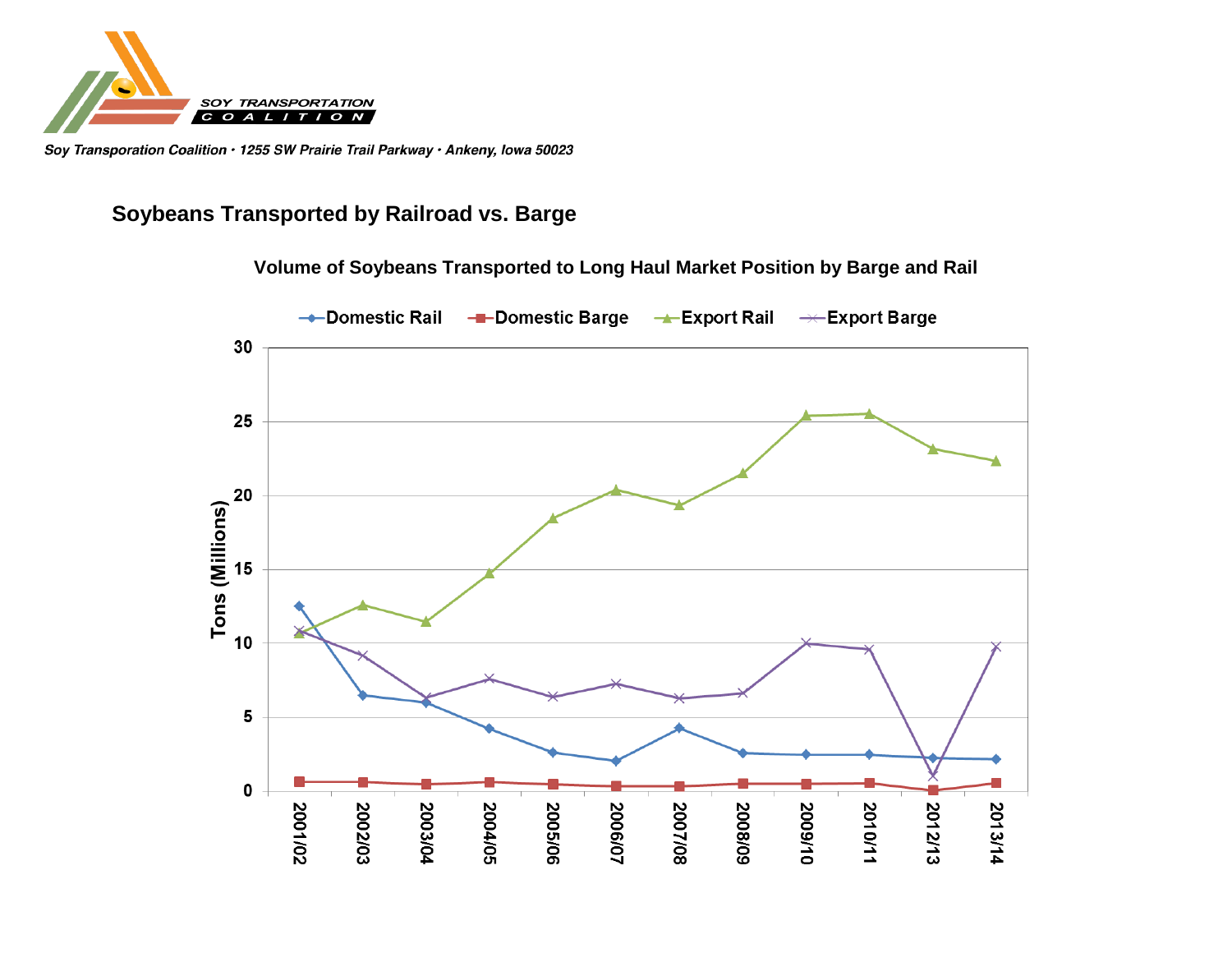SOY TRANSPORTATION COALITION

*Soy Transporation Coalition · 1255 SW Prairie Trail Parkway · Ankeny, Iowa 50023*

## Soybeans Transported by Railroad vs. Barge

**Volume of Soybeans Transported to Long Haul Market Position by Barge and Rail**

Domestic Rail · Domestic Barge · Export Rail · Export Barge

Tons (Millions)

2001/02, 2002/03, 2003/04, 2004/05, 2005/06, 2006/07, 2007/08, 2008/09, 2009/10, 2010/11, 2012/13, 2013/14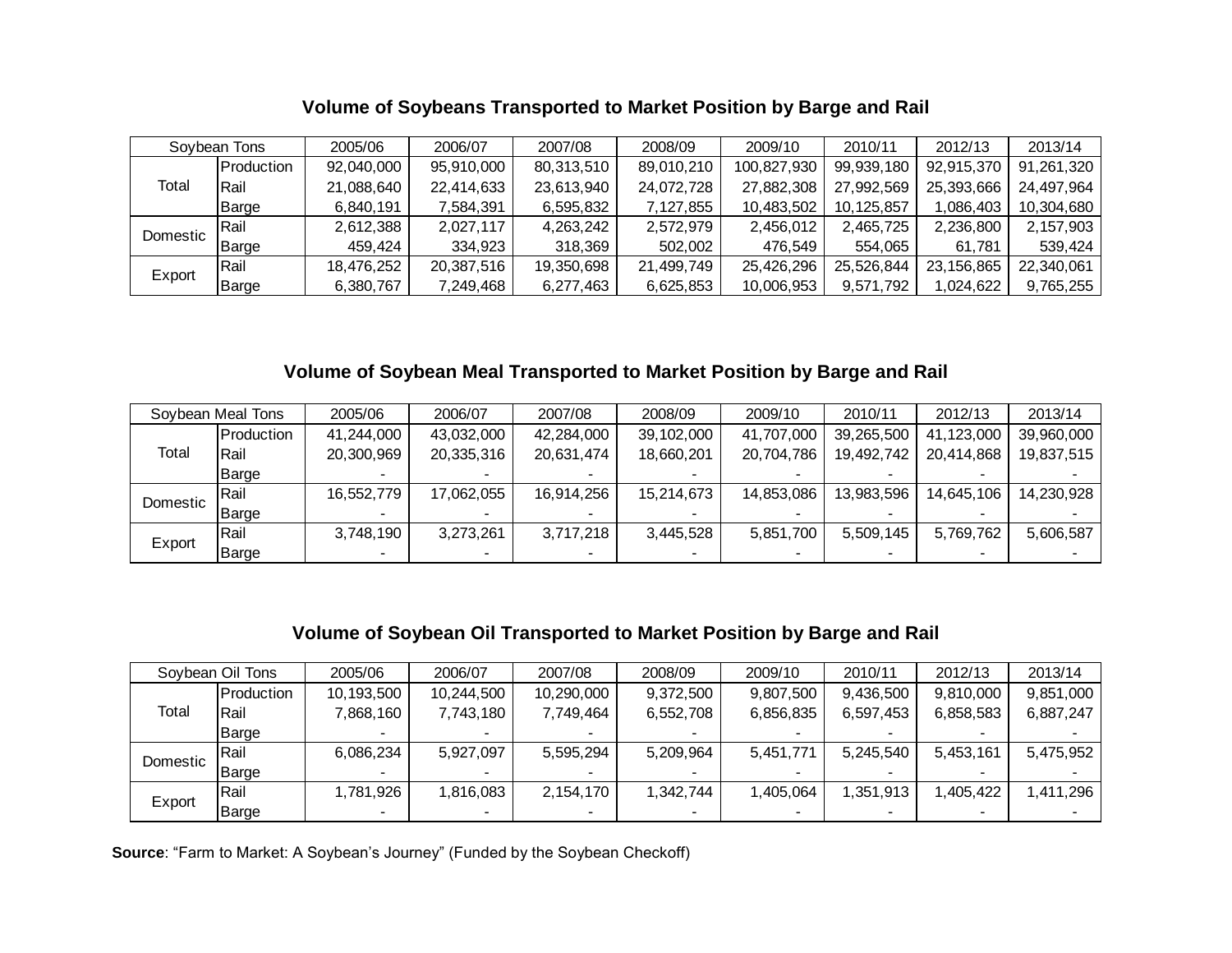### Volume of Soybeans Transported to Market Position by Barge and Rail

| Soybean Tons | | 2005/06 | 2006/07 | 2007/08 | 2008/09 | 2009/10 | 2010/11 | 2012/13 | 2013/14 |
|---|---|---|---|---|---|---|---|---|---|
| Total | Production | 92,040,000 | 95,910,000 | 80,313,510 | 89,010,210 | 100,827,930 | 99,939,180 | 92,915,370 | 91,261,320 |
| | Rail | 21,088,640 | 22,414,633 | 23,613,940 | 24,072,728 | 27,882,308 | 27,992,569 | 25,393,666 | 24,497,964 |
| | Barge | 6,840,191 | 7,584,391 | 6,595,832 | 7,127,855 | 10,483,502 | 10,125,857 | 1,086,403 | 10,304,680 |
| Domestic | Rail | 2,612,388 | 2,027,117 | 4,263,242 | 2,572,979 | 2,456,012 | 2,465,725 | 2,236,800 | 2,157,903 |
| | Barge | 459,424 | 334,923 | 318,369 | 502,002 | 476,549 | 554,065 | 61,781 | 539,424 |
| Export | Rail | 18,476,252 | 20,387,516 | 19,350,698 | 21,499,749 | 25,426,296 | 25,526,844 | 23,156,865 | 22,340,061 |
| | Barge | 6,380,767 | 7,249,468 | 6,277,463 | 6,625,853 | 10,006,953 | 9,571,792 | 1,024,622 | 9,765,255 |

### Volume of Soybean Meal Transported to Market Position by Barge and Rail

| Soybean Meal Tons | | 2005/06 | 2006/07 | 2007/08 | 2008/09 | 2009/10 | 2010/11 | 2012/13 | 2013/14 |
|---|---|---|---|---|---|---|---|---|---|
| Total | Production | 41,244,000 | 43,032,000 | 42,284,000 | 39,102,000 | 41,707,000 | 39,265,500 | 41,123,000 | 39,960,000 |
| | Rail | 20,300,969 | 20,335,316 | 20,631,474 | 18,660,201 | 20,704,786 | 19,492,742 | 20,414,868 | 19,837,515 |
| | Barge | - | - | - | - | - | - | - | - |
| Domestic | Rail | 16,552,779 | 17,062,055 | 16,914,256 | 15,214,673 | 14,853,086 | 13,983,596 | 14,645,106 | 14,230,928 |
| | Barge | - | - | - | - | - | - | - | - |
| Export | Rail | 3,748,190 | 3,273,261 | 3,717,218 | 3,445,528 | 5,851,700 | 5,509,145 | 5,769,762 | 5,606,587 |
| | Barge | - | - | - | - | - | - | - | - |

### Volume of Soybean Oil Transported to Market Position by Barge and Rail

| Soybean Oil Tons | | 2005/06 | 2006/07 | 2007/08 | 2008/09 | 2009/10 | 2010/11 | 2012/13 | 2013/14 |
|---|---|---|---|---|---|---|---|---|---|
| Total | Production | 10,193,500 | 10,244,500 | 10,290,000 | 9,372,500 | 9,807,500 | 9,436,500 | 9,810,000 | 9,851,000 |
| | Rail | 7,868,160 | 7,743,180 | 7,749,464 | 6,552,708 | 6,856,835 | 6,597,453 | 6,858,583 | 6,887,247 |
| | Barge | - | - | - | - | - | - | - | - |
| Domestic | Rail | 6,086,234 | 5,927,097 | 5,595,294 | 5,209,964 | 5,451,771 | 5,245,540 | 5,453,161 | 5,475,952 |
| | Barge | - | - | - | - | - | - | - | - |
| Export | Rail | 1,781,926 | 1,816,083 | 2,154,170 | 1,342,744 | 1,405,064 | 1,351,913 | 1,405,422 | 1,411,296 |
| | Barge | - | - | - | - | - | - | - | - |

**Source**: “Farm to Market: A Soybean’s Journey” (Funded by the Soybean Checkoff)